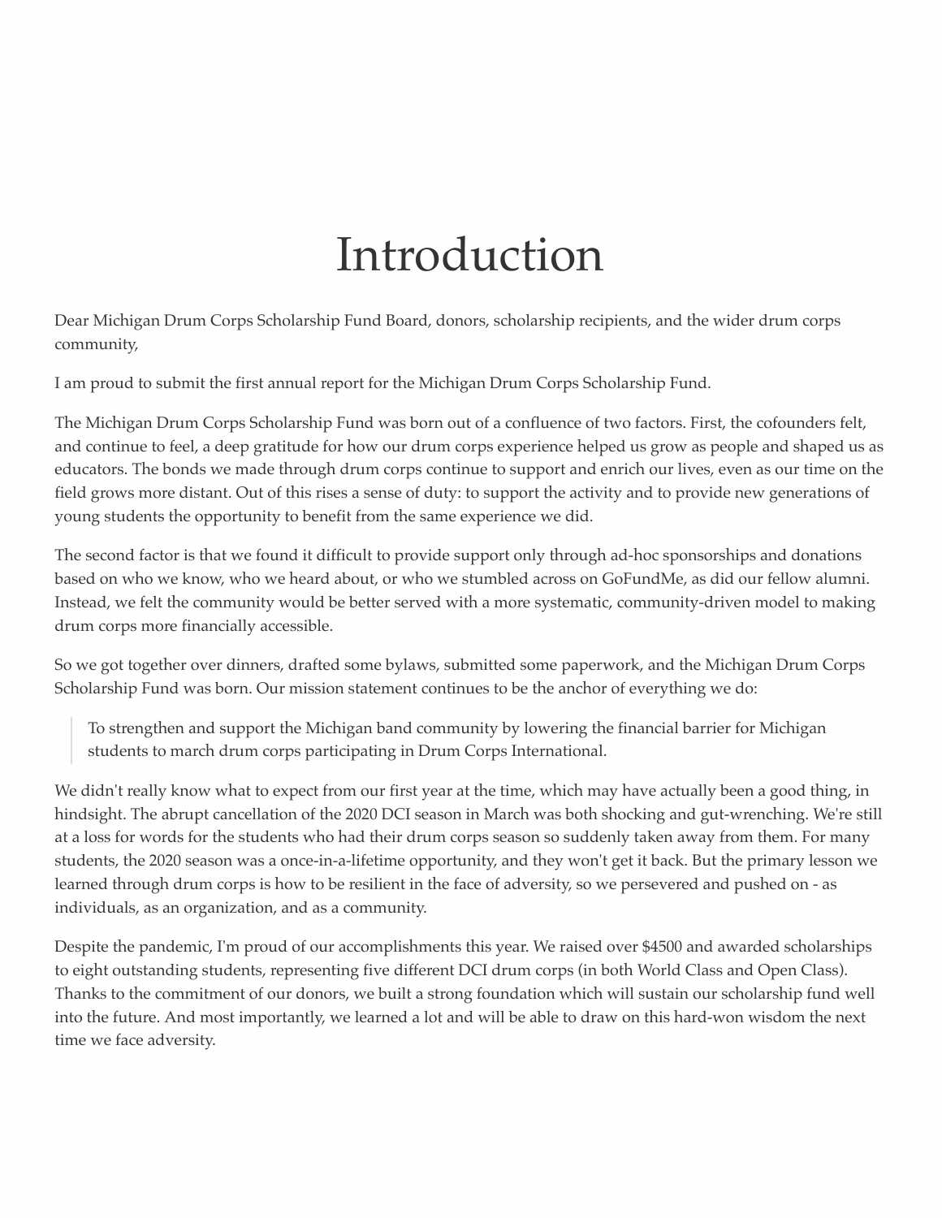# Introduction

Dear Michigan Drum Corps Scholarship Fund Board, donors, scholarship recipients, and the wider drum corps community,

I am proud to submit the first annual report for the Michigan Drum Corps Scholarship Fund.

The Michigan Drum Corps Scholarship Fund was born out of a confluence of two factors. First, the cofounders felt, and continue to feel, a deep gratitude for how our drum corps experience helped us grow as people and shaped us as educators. The bonds we made through drum corps continue to support and enrich our lives, even as our time on the field grows more distant. Out of this rises a sense of duty: to support the activity and to provide new generations of young students the opportunity to benefit from the same experience we did.

The second factor is that we found it difficult to provide support only through ad-hoc sponsorships and donations based on who we know, who we heard about, or who we stumbled across on GoFundMe, as did our fellow alumni. Instead, we felt the community would be better served with a more systematic, community-driven model to making drum corps more financially accessible.

So we got together over dinners, drafted some bylaws, submitted some paperwork, and the Michigan Drum Corps Scholarship Fund was born. Our mission statement continues to be the anchor of everything we do:

> To strengthen and support the Michigan band community by lowering the financial barrier for Michigan students to march drum corps participating in Drum Corps International.

We didn't really know what to expect from our first year at the time, which may have actually been a good thing, in hindsight. The abrupt cancellation of the 2020 DCI season in March was both shocking and gut-wrenching. We're still at a loss for words for the students who had their drum corps season so suddenly taken away from them. For many students, the 2020 season was a once-in-a-lifetime opportunity, and they won't get it back. But the primary lesson we learned through drum corps is how to be resilient in the face of adversity, so we persevered and pushed on - as individuals, as an organization, and as a community.

Despite the pandemic, I'm proud of our accomplishments this year. We raised over $4500 and awarded scholarships to eight outstanding students, representing five different DCI drum corps (in both World Class and Open Class). Thanks to the commitment of our donors, we built a strong foundation which will sustain our scholarship fund well into the future. And most importantly, we learned a lot and will be able to draw on this hard-won wisdom the next time we face adversity.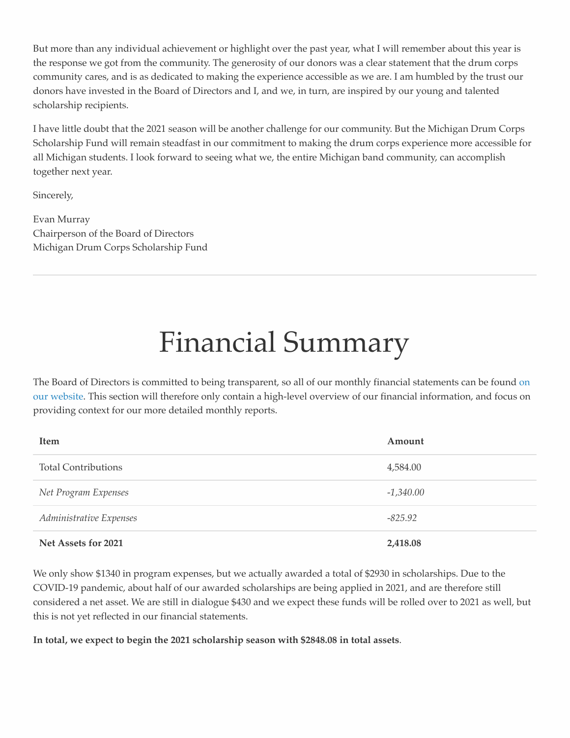But more than any individual achievement or highlight over the past year, what I will remember about this year is the response we got from the community. The generosity of our donors was a clear statement that the drum corps community cares, and is as dedicated to making the experience accessible as we are. I am humbled by the trust our donors have invested in the Board of Directors and I, and we, in turn, are inspired by our young and talented scholarship recipients.

I have little doubt that the 2021 season will be another challenge for our community. But the Michigan Drum Corps Scholarship Fund will remain steadfast in our commitment to making the drum corps experience more accessible for all Michigan students. I look forward to seeing what we, the entire Michigan band community, can accomplish together next year.

Sincerely,

Evan Murray
Chairperson of the Board of Directors
Michigan Drum Corps Scholarship Fund

---

# Financial Summary

The Board of Directors is committed to being transparent, so all of our monthly financial statements can be found on our website. This section will therefore only contain a high-level overview of our financial information, and focus on providing context for our more detailed monthly reports.

| Item | Amount |
| --- | --- |
| Total Contributions | 4,584.00 |
| *Net Program Expenses* | *-1,340.00* |
| *Administrative Expenses* | *-825.92* |
| **Net Assets for 2021** | **2,418.08** |

We only show $1340 in program expenses, but we actually awarded a total of $2930 in scholarships. Due to the COVID-19 pandemic, about half of our awarded scholarships are being applied in 2021, and are therefore still considered a net asset. We are still in dialogue $430 and we expect these funds will be rolled over to 2021 as well, but this is not yet reflected in our financial statements.

**In total, we expect to begin the 2021 scholarship season with $2848.08 in total assets**.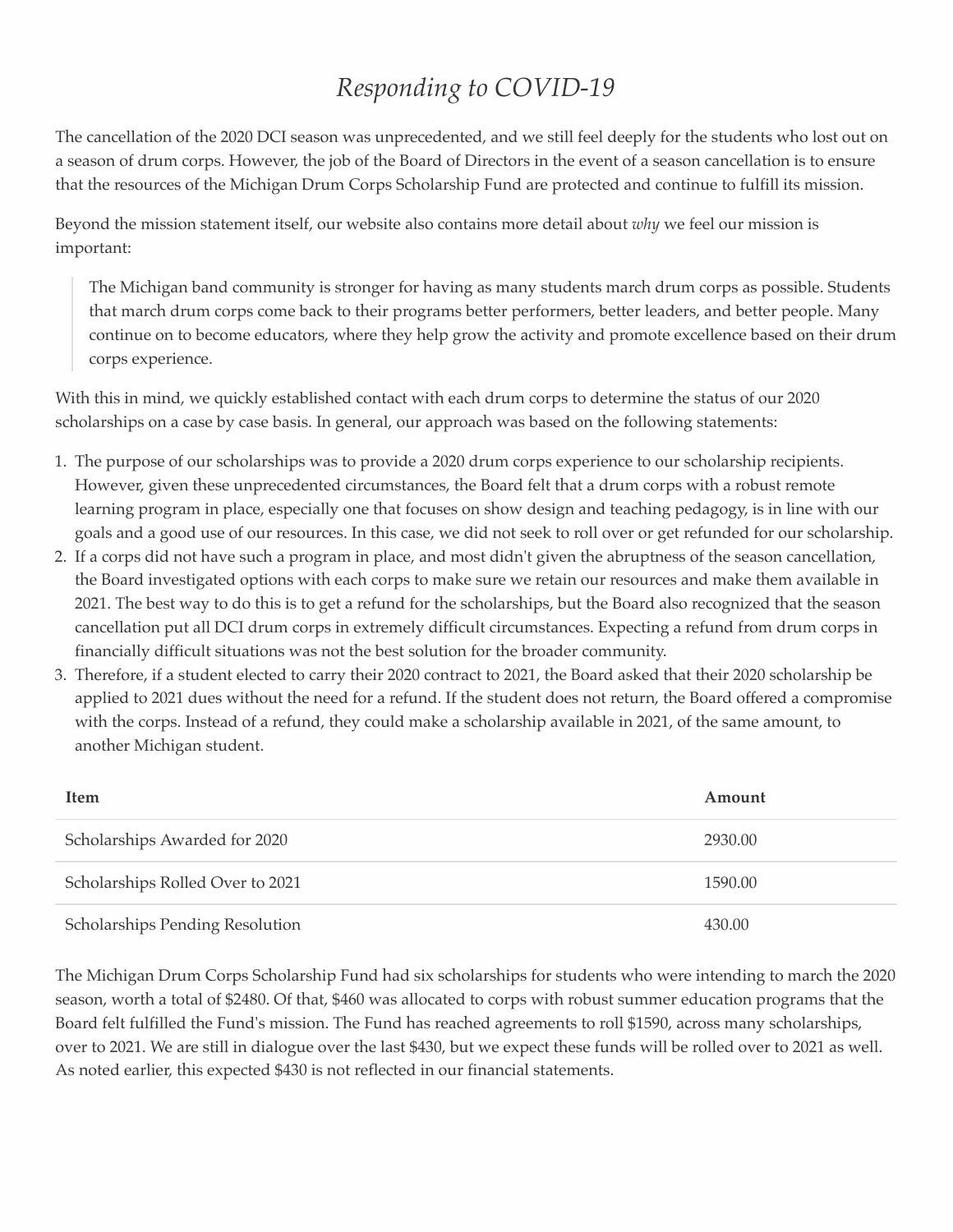## *Responding to COVID-19*

The cancellation of the 2020 DCI season was unprecedented, and we still feel deeply for the students who lost out on a season of drum corps. However, the job of the Board of Directors in the event of a season cancellation is to ensure that the resources of the Michigan Drum Corps Scholarship Fund are protected and continue to fulfill its mission.

Beyond the mission statement itself, our website also contains more detail about *why* we feel our mission is important:

> The Michigan band community is stronger for having as many students march drum corps as possible. Students that march drum corps come back to their programs better performers, better leaders, and better people. Many continue on to become educators, where they help grow the activity and promote excellence based on their drum corps experience.

With this in mind, we quickly established contact with each drum corps to determine the status of our 2020 scholarships on a case by case basis. In general, our approach was based on the following statements:

1. The purpose of our scholarships was to provide a 2020 drum corps experience to our scholarship recipients. However, given these unprecedented circumstances, the Board felt that a drum corps with a robust remote learning program in place, especially one that focuses on show design and teaching pedagogy, is in line with our goals and a good use of our resources. In this case, we did not seek to roll over or get refunded for our scholarship.
2. If a corps did not have such a program in place, and most didn't given the abruptness of the season cancellation, the Board investigated options with each corps to make sure we retain our resources and make them available in 2021. The best way to do this is to get a refund for the scholarships, but the Board also recognized that the season cancellation put all DCI drum corps in extremely difficult circumstances. Expecting a refund from drum corps in financially difficult situations was not the best solution for the broader community.
3. Therefore, if a student elected to carry their 2020 contract to 2021, the Board asked that their 2020 scholarship be applied to 2021 dues without the need for a refund. If the student does not return, the Board offered a compromise with the corps. Instead of a refund, they could make a scholarship available in 2021, of the same amount, to another Michigan student.

| Item | Amount |
| --- | --- |
| Scholarships Awarded for 2020 | 2930.00 |
| Scholarships Rolled Over to 2021 | 1590.00 |
| Scholarships Pending Resolution | 430.00 |

The Michigan Drum Corps Scholarship Fund had six scholarships for students who were intending to march the 2020 season, worth a total of $2480. Of that, $460 was allocated to corps with robust summer education programs that the Board felt fulfilled the Fund's mission. The Fund has reached agreements to roll $1590, across many scholarships, over to 2021. We are still in dialogue over the last $430, but we expect these funds will be rolled over to 2021 as well. As noted earlier, this expected $430 is not reflected in our financial statements.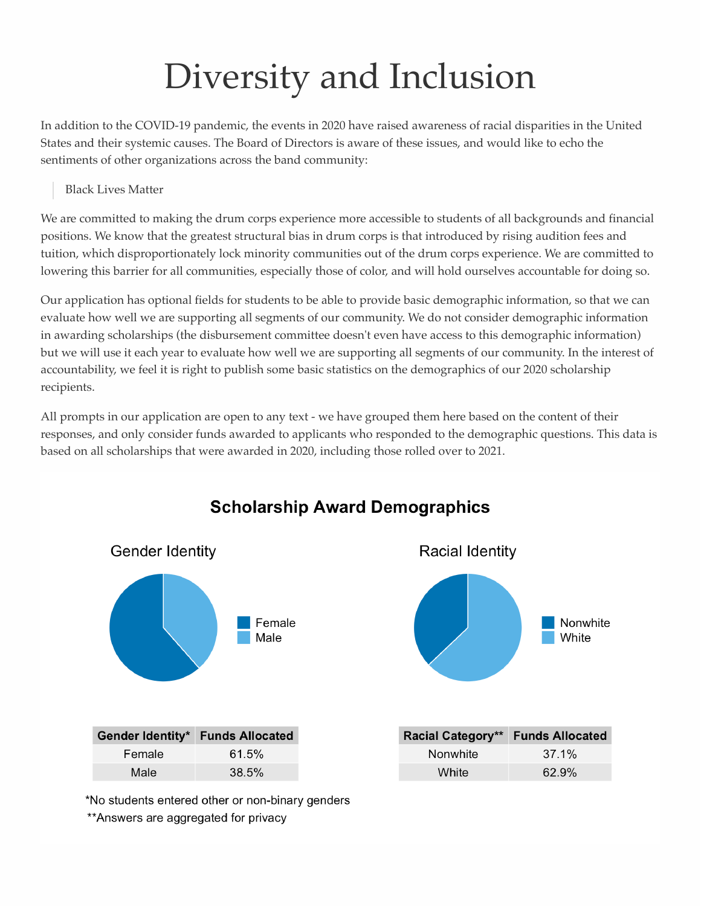# Diversity and Inclusion

In addition to the COVID-19 pandemic, the events in 2020 have raised awareness of racial disparities in the United States and their systemic causes. The Board of Directors is aware of these issues, and would like to echo the sentiments of other organizations across the band community:

> Black Lives Matter

We are committed to making the drum corps experience more accessible to students of all backgrounds and financial positions. We know that the greatest structural bias in drum corps is that introduced by rising audition fees and tuition, which disproportionately lock minority communities out of the drum corps experience. We are committed to lowering this barrier for all communities, especially those of color, and will hold ourselves accountable for doing so.

Our application has optional fields for students to be able to provide basic demographic information, so that we can evaluate how well we are supporting all segments of our community. We do not consider demographic information in awarding scholarships (the disbursement committee doesn't even have access to this demographic information) but we will use it each year to evaluate how well we are supporting all segments of our community. In the interest of accountability, we feel it is right to publish some basic statistics on the demographics of our 2020 scholarship recipients.

All prompts in our application are open to any text - we have grouped them here based on the content of their responses, and only consider funds awarded to applicants who responded to the demographic questions. This data is based on all scholarships that were awarded in 2020, including those rolled over to 2021.

## Scholarship Award Demographics

### Gender Identity

| Gender Identity* | Funds Allocated |
|---|---|
| Female | 61.5% |
| Male | 38.5% |

### Racial Identity

| Racial Category** | Funds Allocated |
|---|---|
| Nonwhite | 37.1% |
| White | 62.9% |

*No students entered other or non-binary genders

**Answers are aggregated for privacy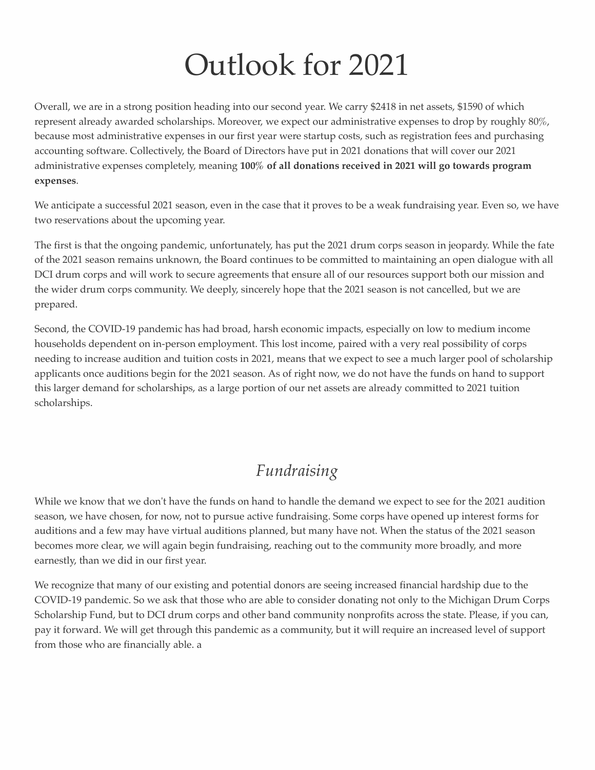# Outlook for 2021

Overall, we are in a strong position heading into our second year. We carry $2418 in net assets, $1590 of which represent already awarded scholarships. Moreover, we expect our administrative expenses to drop by roughly 80%, because most administrative expenses in our first year were startup costs, such as registration fees and purchasing accounting software. Collectively, the Board of Directors have put in 2021 donations that will cover our 2021 administrative expenses completely, meaning **100% of all donations received in 2021 will go towards program expenses**.

We anticipate a successful 2021 season, even in the case that it proves to be a weak fundraising year. Even so, we have two reservations about the upcoming year.

The first is that the ongoing pandemic, unfortunately, has put the 2021 drum corps season in jeopardy. While the fate of the 2021 season remains unknown, the Board continues to be committed to maintaining an open dialogue with all DCI drum corps and will work to secure agreements that ensure all of our resources support both our mission and the wider drum corps community. We deeply, sincerely hope that the 2021 season is not cancelled, but we are prepared.

Second, the COVID-19 pandemic has had broad, harsh economic impacts, especially on low to medium income households dependent on in-person employment. This lost income, paired with a very real possibility of corps needing to increase audition and tuition costs in 2021, means that we expect to see a much larger pool of scholarship applicants once auditions begin for the 2021 season. As of right now, we do not have the funds on hand to support this larger demand for scholarships, as a large portion of our net assets are already committed to 2021 tuition scholarships.

## *Fundraising*

While we know that we don't have the funds on hand to handle the demand we expect to see for the 2021 audition season, we have chosen, for now, not to pursue active fundraising. Some corps have opened up interest forms for auditions and a few may have virtual auditions planned, but many have not. When the status of the 2021 season becomes more clear, we will again begin fundraising, reaching out to the community more broadly, and more earnestly, than we did in our first year.

We recognize that many of our existing and potential donors are seeing increased financial hardship due to the COVID-19 pandemic. So we ask that those who are able to consider donating not only to the Michigan Drum Corps Scholarship Fund, but to DCI drum corps and other band community nonprofits across the state. Please, if you can, pay it forward. We will get through this pandemic as a community, but it will require an increased level of support from those who are financially able. a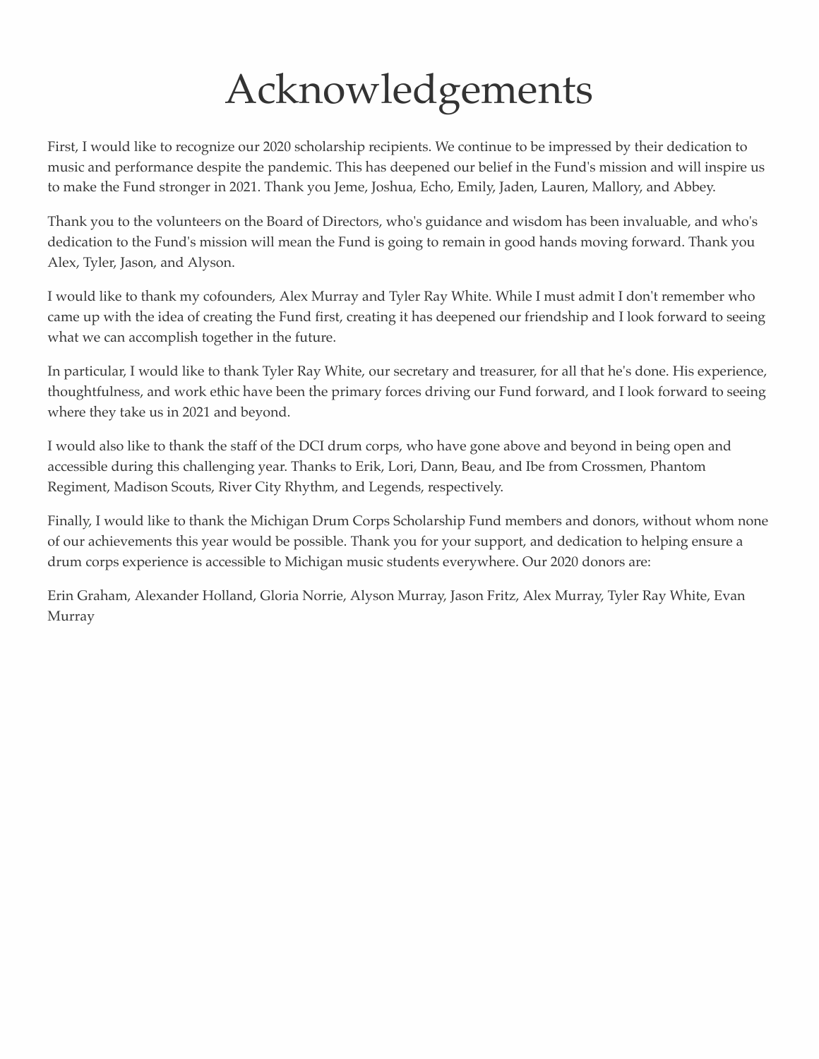# Acknowledgements

First, I would like to recognize our 2020 scholarship recipients. We continue to be impressed by their dedication to music and performance despite the pandemic. This has deepened our belief in the Fund's mission and will inspire us to make the Fund stronger in 2021. Thank you Jeme, Joshua, Echo, Emily, Jaden, Lauren, Mallory, and Abbey.

Thank you to the volunteers on the Board of Directors, who's guidance and wisdom has been invaluable, and who's dedication to the Fund's mission will mean the Fund is going to remain in good hands moving forward. Thank you Alex, Tyler, Jason, and Alyson.

I would like to thank my cofounders, Alex Murray and Tyler Ray White. While I must admit I don't remember who came up with the idea of creating the Fund first, creating it has deepened our friendship and I look forward to seeing what we can accomplish together in the future.

In particular, I would like to thank Tyler Ray White, our secretary and treasurer, for all that he's done. His experience, thoughtfulness, and work ethic have been the primary forces driving our Fund forward, and I look forward to seeing where they take us in 2021 and beyond.

I would also like to thank the staff of the DCI drum corps, who have gone above and beyond in being open and accessible during this challenging year. Thanks to Erik, Lori, Dann, Beau, and Ibe from Crossmen, Phantom Regiment, Madison Scouts, River City Rhythm, and Legends, respectively.

Finally, I would like to thank the Michigan Drum Corps Scholarship Fund members and donors, without whom none of our achievements this year would be possible. Thank you for your support, and dedication to helping ensure a drum corps experience is accessible to Michigan music students everywhere. Our 2020 donors are:

Erin Graham, Alexander Holland, Gloria Norrie, Alyson Murray, Jason Fritz, Alex Murray, Tyler Ray White, Evan Murray